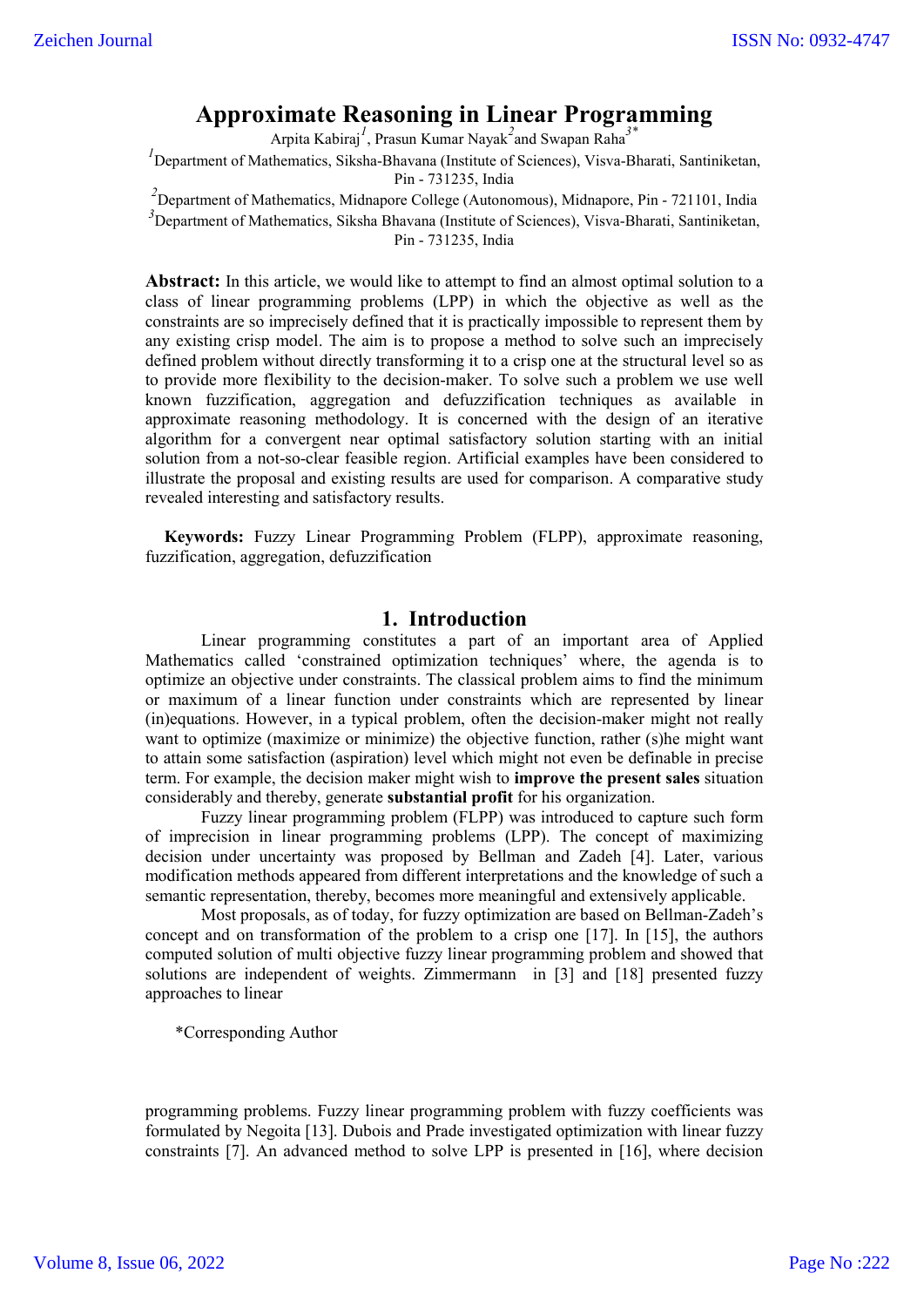# Approximate Reasoning in Linear Programming

Arpita Kabiraj[1], Prasun Kumar Nayak[2] and Swapan Raha[3*]

[1]Department of Mathematics, Siksha-Bhavana (Institute of Sciences), Visva-Bharati, Santiniketan, Pin - 731235, India

[2]Department of Mathematics, Midnapore College (Autonomous), Midnapore, Pin - 721101, India

[3]Department of Mathematics, Siksha Bhavana (Institute of Sciences), Visva-Bharati, Santiniketan, Pin - 731235, India

**Abstract:** In this article, we would like to attempt to find an almost optimal solution to a class of linear programming problems (LPP) in which the objective as well as the constraints are so imprecisely defined that it is practically impossible to represent them by any existing crisp model. The aim is to propose a method to solve such an imprecisely defined problem without directly transforming it to a crisp one at the structural level so as to provide more flexibility to the decision-maker. To solve such a problem we use well known fuzzification, aggregation and defuzzification techniques as available in approximate reasoning methodology. It is concerned with the design of an iterative algorithm for a convergent near optimal satisfactory solution starting with an initial solution from a not-so-clear feasible region. Artificial examples have been considered to illustrate the proposal and existing results are used for comparison. A comparative study revealed interesting and satisfactory results.

**Keywords:** Fuzzy Linear Programming Problem (FLPP), approximate reasoning, fuzzification, aggregation, defuzzification

## 1. Introduction

Linear programming constitutes a part of an important area of Applied Mathematics called 'constrained optimization techniques' where, the agenda is to optimize an objective under constraints. The classical problem aims to find the minimum or maximum of a linear function under constraints which are represented by linear (in)equations. However, in a typical problem, often the decision-maker might not really want to optimize (maximize or minimize) the objective function, rather (s)he might want to attain some satisfaction (aspiration) level which might not even be definable in precise term. For example, the decision maker might wish to **improve the present sales** situation considerably and thereby, generate **substantial profit** for his organization.

Fuzzy linear programming problem (FLPP) was introduced to capture such form of imprecision in linear programming problems (LPP). The concept of maximizing decision under uncertainty was proposed by Bellman and Zadeh [4]. Later, various modification methods appeared from different interpretations and the knowledge of such a semantic representation, thereby, becomes more meaningful and extensively applicable.

Most proposals, as of today, for fuzzy optimization are based on Bellman-Zadeh's concept and on transformation of the problem to a crisp one [17]. In [15], the authors computed solution of multi objective fuzzy linear programming problem and showed that solutions are independent of weights. Zimmermann in [3] and [18] presented fuzzy approaches to linear programming problems. Fuzzy linear programming problem with fuzzy coefficients was formulated by Negoita [13]. Dubois and Prade investigated optimization with linear fuzzy constraints [7]. An advanced method to solve LPP is presented in [16], where decision

*Corresponding Author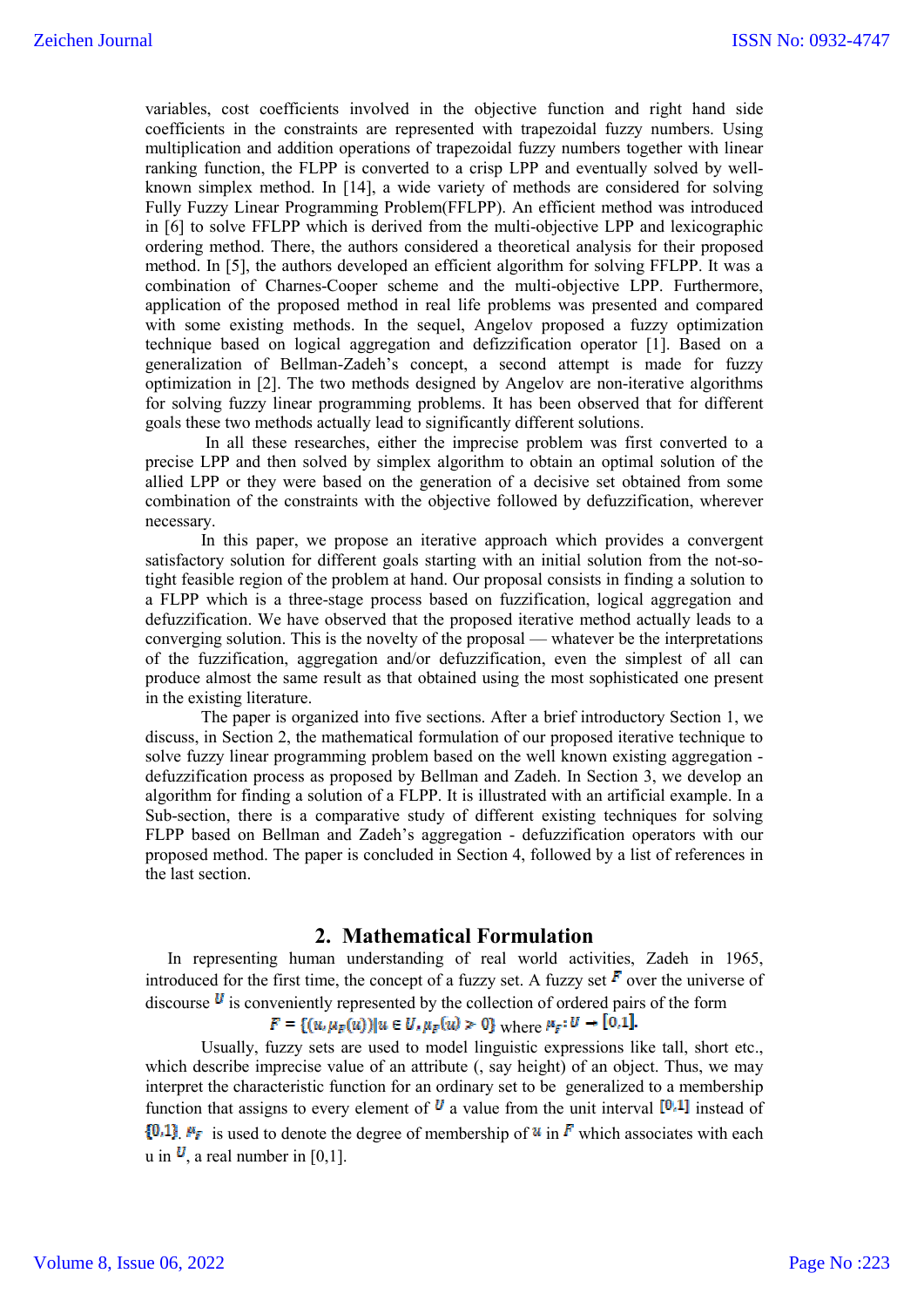variables, cost coefficients involved in the objective function and right hand side coefficients in the constraints are represented with trapezoidal fuzzy numbers. Using multiplication and addition operations of trapezoidal fuzzy numbers together with linear ranking function, the FLPP is converted to a crisp LPP and eventually solved by well-known simplex method. In [14], a wide variety of methods are considered for solving Fully Fuzzy Linear Programming Problem(FFLPP). An efficient method was introduced in [6] to solve FFLPP which is derived from the multi-objective LPP and lexicographic ordering method. There, the authors considered a theoretical analysis for their proposed method. In [5], the authors developed an efficient algorithm for solving FFLPP. It was a combination of Charnes-Cooper scheme and the multi-objective LPP. Furthermore, application of the proposed method in real life problems was presented and compared with some existing methods. In the sequel, Angelov proposed a fuzzy optimization technique based on logical aggregation and defizzification operator [1]. Based on a generalization of Bellman-Zadeh's concept, a second attempt is made for fuzzy optimization in [2]. The two methods designed by Angelov are non-iterative algorithms for solving fuzzy linear programming problems. It has been observed that for different goals these two methods actually lead to significantly different solutions.

In all these researches, either the imprecise problem was first converted to a precise LPP and then solved by simplex algorithm to obtain an optimal solution of the allied LPP or they were based on the generation of a decisive set obtained from some combination of the constraints with the objective followed by defuzzification, wherever necessary.

In this paper, we propose an iterative approach which provides a convergent satisfactory solution for different goals starting with an initial solution from the not-so-tight feasible region of the problem at hand. Our proposal consists in finding a solution to a FLPP which is a three-stage process based on fuzzification, logical aggregation and defuzzification. We have observed that the proposed iterative method actually leads to a converging solution. This is the novelty of the proposal — whatever be the interpretations of the fuzzification, aggregation and/or defuzzification, even the simplest of all can produce almost the same result as that obtained using the most sophisticated one present in the existing literature.

The paper is organized into five sections. After a brief introductory Section 1, we discuss, in Section 2, the mathematical formulation of our proposed iterative technique to solve fuzzy linear programming problem based on the well known existing aggregation - defuzzification process as proposed by Bellman and Zadeh. In Section 3, we develop an algorithm for finding a solution of a FLPP. It is illustrated with an artificial example. In a Sub-section, there is a comparative study of different existing techniques for solving FLPP based on Bellman and Zadeh's aggregation - defuzzification operators with our proposed method. The paper is concluded in Section 4, followed by a list of references in the last section.

## 2. Mathematical Formulation

In representing human understanding of real world activities, Zadeh in 1965, introduced for the first time, the concept of a fuzzy set. A fuzzy set $F$ over the universe of discourse $U$ is conveniently represented by the collection of ordered pairs of the form

$$F = \{(u, \mu_F(u)) | u \in U, \mu_F(u) > 0\} \text{ where } \mu_F : U \to [0,1].$$

Usually, fuzzy sets are used to model linguistic expressions like tall, short etc., which describe imprecise value of an attribute (, say height) of an object. Thus, we may interpret the characteristic function for an ordinary set to be generalized to a membership function that assigns to every element of $U$ a value from the unit interval $[0,1]$ instead of $\{0,1\}$. $\mu_F$ is used to denote the degree of membership of $u$ in $F$ which associates with each u in $U$, a real number in [0,1].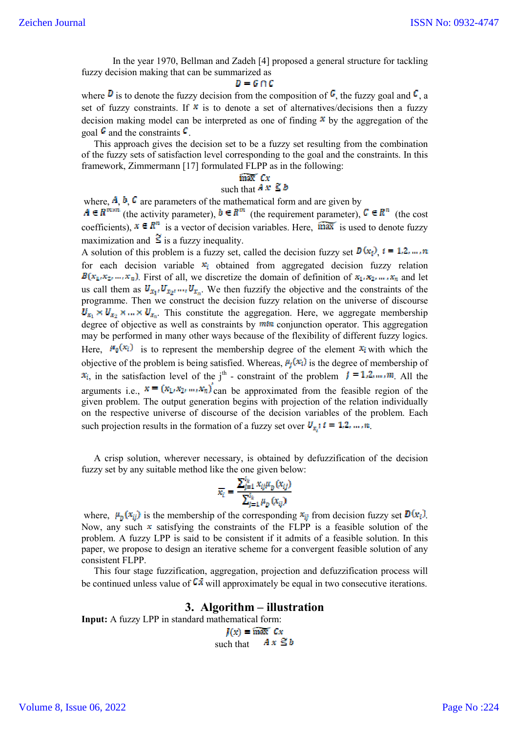In the year 1970, Bellman and Zadeh [4] proposed a general structure for tackling fuzzy decision making that can be summarized as

$$D = G \cap C$$

where $D$ is to denote the fuzzy decision from the composition of $G$, the fuzzy goal and $C$, a set of fuzzy constraints. If $x$ is to denote a set of alternatives/decisions then a fuzzy decision making model can be interpreted as one of finding $x$ by the aggregation of the goal $G$ and the constraints $C$.

This approach gives the decision set to be a fuzzy set resulting from the combination of the fuzzy sets of satisfaction level corresponding to the goal and the constraints. In this framework, Zimmermann [17] formulated FLPP as in the following:

$$\widetilde{\max}\ Cx$$
$$\text{such that } Ax \lesssim b$$

where, $A$, $b$, $C$ are parameters of the mathematical form and are given by $A \in R^{m \times n}$ (the activity parameter), $b \in R^{m}$ (the requirement parameter), $C \in R^{n}$ (the cost coefficients), $x \in R^{n}$ is a vector of decision variables. Here, $\widetilde{\max}$ is used to denote fuzzy maximization and $\lesssim$ is a fuzzy inequality.

A solution of this problem is a fuzzy set, called the decision fuzzy set $D(x_i)$, $i = 1,2,\dots,n$ for each decision variable $x_i$ obtained from aggregated decision fuzzy relation $B(x_1,x_2,\dots,x_n)$. First of all, we discretize the domain of definition of $x_1,x_2,\dots,x_n$ and let us call them as $U_{x_1},U_{x_2},\dots,U_{x_n}$. We then fuzzify the objective and the constraints of the programme. Then we construct the decision fuzzy relation on the universe of discourse $U_{x_1} \times U_{x_2} \times \dots \times U_{x_n}$. This constitute the aggregation. Here, we aggregate membership degree of objective as well as constraints by $min$ conjunction operator. This aggregation may be performed in many other ways because of the flexibility of different fuzzy logics. Here, $\mu_0(x_i)$ is to represent the membership degree of the element $x_i$ with which the objective of the problem is being satisfied. Whereas, $\mu_j(x_i)$ is the degree of membership of $x_i$, in the satisfaction level of the j[th] - constraint of the problem $j = 1,2,\dots,m$. All the arguments i.e., $x = (x_1,x_2,\dots,x_n)'$ can be approximated from the feasible region of the given problem. The output generation begins with projection of the relation individually on the respective universe of discourse of the decision variables of the problem. Each such projection results in the formation of a fuzzy set over $U_{x_i}; i = 1,2,\dots,n$.

A crisp solution, wherever necessary, is obtained by defuzzification of the decision fuzzy set by any suitable method like the one given below:

$$\bar{x}_i = \frac{\sum_{j=1}^{l_k} x_{ij}\mu_D(x_{ij})}{\sum_{j=1}^{l_k} \mu_D(x_{ij})}$$

where, $\mu_D(x_{ij})$ is the membership of the corresponding $x_{ij}$ from decision fuzzy set $D(x_i)$. Now, any such $x$ satisfying the constraints of the FLPP is a feasible solution of the problem. A fuzzy LPP is said to be consistent if it admits of a feasible solution. In this paper, we propose to design an iterative scheme for a convergent feasible solution of any consistent FLPP.

This four stage fuzzification, aggregation, projection and defuzzification process will be continued unless value of $C\bar{x}$ will approximately be equal in two consecutive iterations.

## 3. Algorithm – illustration

**Input:** A fuzzy LPP in standard mathematical form:

$$J(x) = \widetilde{\max}\ Cx$$
$$\text{such that} \quad Ax \lesssim b$$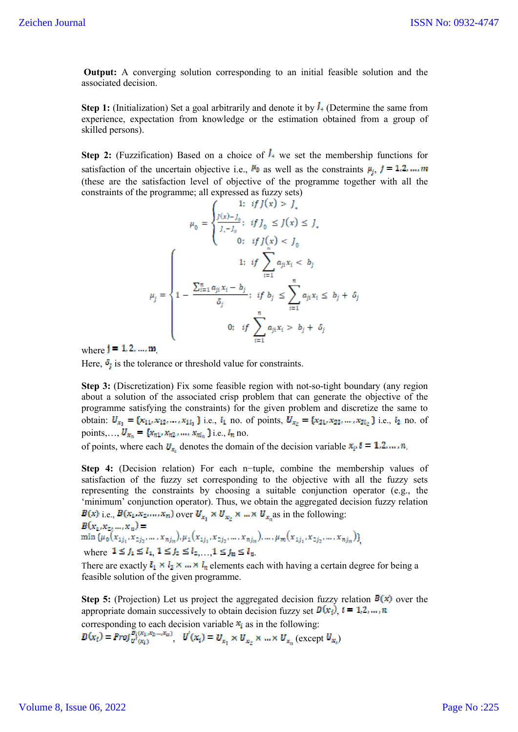**Output:** A converging solution corresponding to an initial feasible solution and the associated decision.

**Step 1:** (Initialization) Set a goal arbitrarily and denote it by $J_*$ (Determine the same from experience, expectation from knowledge or the estimation obtained from a group of skilled persons).

**Step 2:** (Fuzzification) Based on a choice of $J_*$ we set the membership functions for satisfaction of the uncertain objective i.e., $\mu_0$ as well as the constraints $\mu_j$, $j = 1,2,\dots,m$ (these are the satisfaction level of objective of the programme together with all the constraints of the programme; all expressed as fuzzy sets)

$$\mu_0 = \begin{cases} 1; & if\ J(x) > J_* \\ \frac{J(x)-J_0}{J_*-J_0}; & if\ J_0 \le J(x) \le J_* \\ 0; & if\ J(x) < J_0 \end{cases}$$

$$\mu_j = \begin{cases} 1; & if\ \sum_{i=1}^{n} a_{ji}x_i < b_j \\ 1 - \frac{\sum_{i=1}^{n} a_{ji}x_i - b_j}{\delta_j}; & if\ b_j \le \sum_{i=1}^{n} a_{ji}x_i \le b_j + \delta_j \\ 0; & if\ \sum_{i=1}^{n} a_{ji}x_i > b_j + \delta_j \end{cases}$$

where $j = 1,2,\dots,m$.

Here, $\delta_j$ is the tolerance or threshold value for constraints.

**Step 3:** (Discretization) Fix some feasible region with not-so-tight boundary (any region about a solution of the associated crisp problem that can generate the objective of the programme satisfying the constraints) for the given problem and discretize the same to obtain: $U_{x_1} = \{x_{11}, x_{12}, \dots, x_{1l_1}\}$ i.e., $l_1$ no. of points, $U_{x_2} = \{x_{21}, x_{22}, \dots, x_{2l_2}\}$ i.e., $l_2$ no. of points,…, $U_{x_n} = \{x_{n1}, x_{n2}, \dots, x_{nl_n}\}$ i.e., $l_n$ no. of points, where each $U_{x_i}$ denotes the domain of the decision variable $x_i, i = 1,2,\dots,n$.

**Step 4:** (Decision relation) For each n−tuple, combine the membership values of satisfaction of the fuzzy set corresponding to the objective with all the fuzzy sets representing the constraints by choosing a suitable conjunction operator (e.g., the 'minimum' conjunction operator). Thus, we obtain the aggregated decision fuzzy relation $B(x)$ i.e., $B(x_1, x_2, \dots, x_n)$ over $U_{x_1} \times U_{x_2} \times \dots \times U_{x_n}$ as in the following:

$$B(x_1, x_2, \dots, x_n) = \min\{\mu_0(x_{1j_1}, x_{2j_2}, \dots, x_{nj_n}), \mu_1(x_{1j_1}, x_{2j_2}, \dots, x_{nj_n}), \dots, \mu_m(x_{1j_1}, x_{2j_2}, \dots, x_{nj_n})\},$$

where $1 \le j_1 \le l_1$, $1 \le j_2 \le l_2$,…, $1 \le j_n \le l_n$.

There are exactly $l_1 \times l_2 \times \dots \times l_n$ elements each with having a certain degree for being a feasible solution of the given programme.

**Step 5:** (Projection) Let us project the aggregated decision fuzzy relation $B(x)$ over the appropriate domain successively to obtain decision fuzzy set $D(x_i)$, $i = 1,2,\dots,n$ corresponding to each decision variable $x_i$ as in the following:

$D(x_i) = Proj_{U'(x_i)}^{B(x_1, x_2, \dots, x_n)}$, $\quad U'(x_i) = U_{x_1} \times U_{x_2} \times \dots \times U_{x_n}$ (except $U_{x_i}$)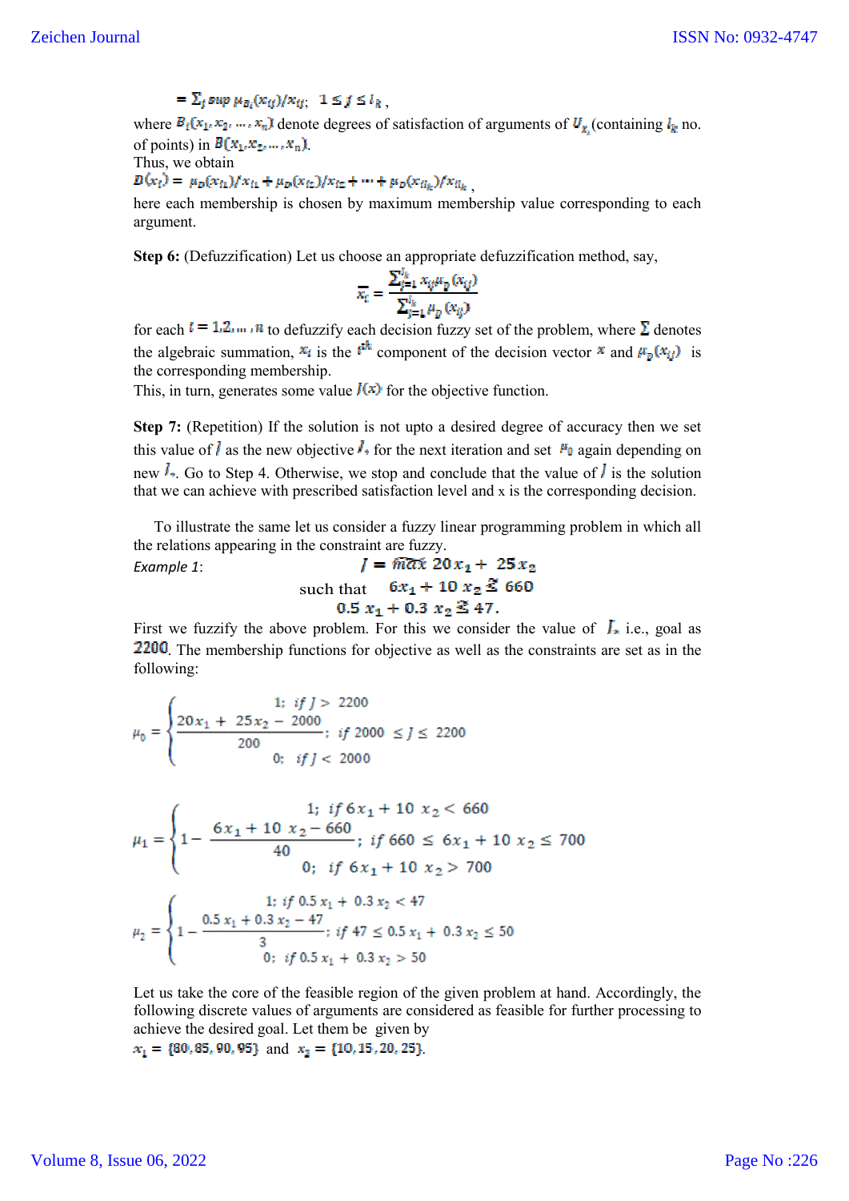$$= \sum_j \sup \mu_{B_i}(x_{ij})/x_{ij}; \quad 1 \le j \le i_k\,,$$

where $B_i(x_1, x_2, \dots, x_n)$ denote degrees of satisfaction of arguments of $U_{x_i}$ (containing $i_k$ no. of points) in $B(x_1, x_2, \dots, x_n)$.

Thus, we obtain

$D(x_i) = \mu_D(x_{i1})/x_{i1} + \mu_D(x_{i2})/x_{i2} + \dots + \mu_D(x_{ii_k})/x_{ii_k}$,

here each membership is chosen by maximum membership value corresponding to each argument.

**Step 6:** (Defuzzification) Let us choose an appropriate defuzzification method, say,

$$\bar{x}_i = \frac{\sum_{j=1}^{i_k} x_{ij}\mu_D(x_{ij})}{\sum_{j=1}^{i_k} \mu_D(x_{ij})}$$

for each $i = 1, 2, \dots, n$ to defuzzify each decision fuzzy set of the problem, where $\Sigma$ denotes the algebraic summation, $x_i$ is the $i^{th}$ component of the decision vector $x$ and $\mu_D(x_{ij})$ is the corresponding membership.

This, in turn, generates some value $J(x)$ for the objective function.

**Step 7:** (Repetition) If the solution is not upto a desired degree of accuracy then we set this value of $J$ as the new objective $J_*$ for the next iteration and set $\mu_0$ again depending on new $J_*$. Go to Step 4. Otherwise, we stop and conclude that the value of $J$ is the solution that we can achieve with prescribed satisfaction level and x is the corresponding decision.

To illustrate the same let us consider a fuzzy linear programming problem in which all the relations appearing in the constraint are fuzzy.

*Example 1*:

$$J = \widetilde{max}\ 20x_1 + 25x_2$$

$$\text{such that} \quad 6x_1 + 10x_2 \lessapprox 660$$

$$0.5x_1 + 0.3x_2 \lessapprox 47.$$

First we fuzzify the above problem. For this we consider the value of $J_*$ i.e., goal as $2200$. The membership functions for objective as well as the constraints are set as in the following:

$$\mu_0 = \begin{cases} 1; & if\ J > 2200 \\ \dfrac{20x_1 + 25x_2 - 2000}{200}; & if\ 2000 \le J \le 2200 \\ 0; & if\ J < 2000 \end{cases}$$

$$\mu_1 = \begin{cases} 1; & if\ 6x_1 + 10x_2 < 660 \\ 1 - \dfrac{6x_1 + 10x_2 - 660}{40}; & if\ 660 \le 6x_1 + 10x_2 \le 700 \\ 0; & if\ 6x_1 + 10x_2 > 700 \end{cases}$$

$$\mu_2 = \begin{cases} 1; & if\ 0.5x_1 + 0.3x_2 < 47 \\ 1 - \dfrac{0.5x_1 + 0.3x_2 - 47}{3}; & if\ 47 \le 0.5x_1 + 0.3x_2 \le 50 \\ 0; & if\ 0.5x_1 + 0.3x_2 > 50 \end{cases}$$

Let us take the core of the feasible region of the given problem at hand. Accordingly, the following discrete values of arguments are considered as feasible for further processing to achieve the desired goal. Let them be given by

$x_1 = \{80, 85, 90, 95\}$ and $x_2 = \{10, 15, 20, 25\}$.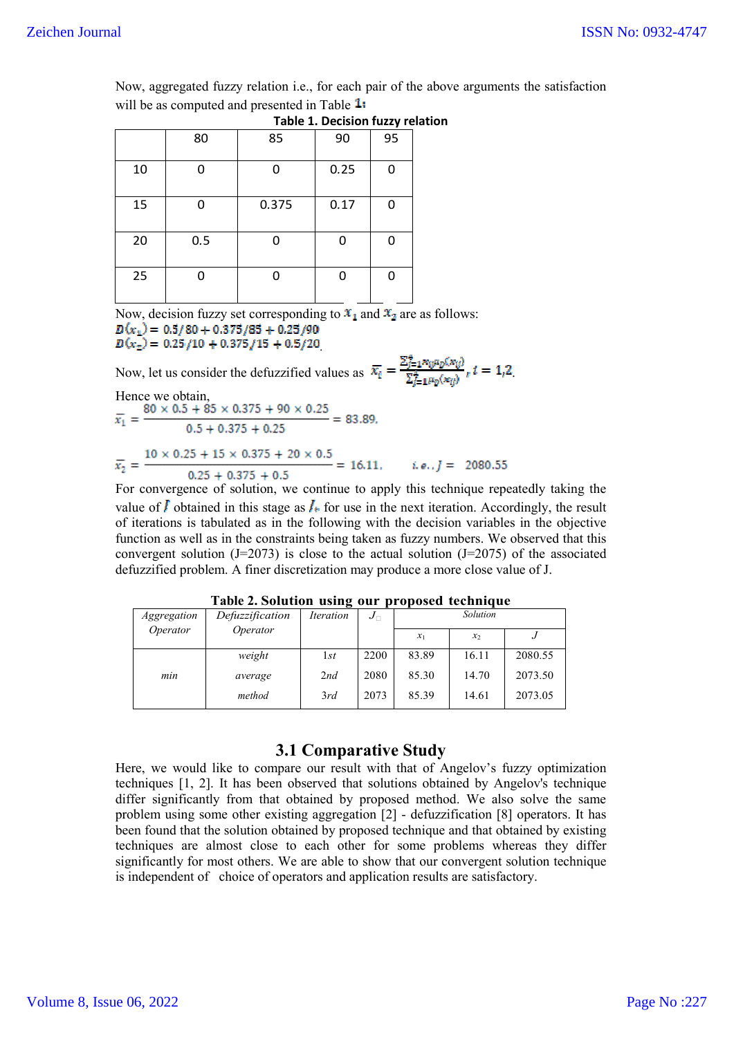Now, aggregated fuzzy relation i.e., for each pair of the above arguments the satisfaction will be as computed and presented in Table 1:

**Table 1. Decision fuzzy relation**

| | 80 | 85 | 90 | 95 |
|---|---|---|---|---|
| 10 | 0 | 0 | 0.25 | 0 |
| 15 | 0 | 0.375 | 0.17 | 0 |
| 20 | 0.5 | 0 | 0 | 0 |
| 25 | 0 | 0 | 0 | 0 |

Now, decision fuzzy set corresponding to $x_1$ and $x_2$ are as follows:

$D(x_1) = 0.5/80 + 0.375/85 + 0.25/90$

$D(x_2) = 0.25/10 + 0.375/15 + 0.5/20$.

Now, let us consider the defuzzified values as $\bar{x}_i = \frac{\sum_{j=1}^{4} x_{ij}\mu_D(x_{ij})}{\sum_{j=1}^{4} \mu_D(x_{ij})}, i = 1,2.$

Hence we obtain,

$$\bar{x}_1 = \frac{80 \times 0.5 + 85 \times 0.375 + 90 \times 0.25}{0.5 + 0.375 + 0.25} = 83.89,$$

$$\bar{x}_2 = \frac{10 \times 0.25 + 15 \times 0.375 + 20 \times 0.5}{0.25 + 0.375 + 0.5} = 16.11, \quad i.e., J = 2080.55$$

For convergence of solution, we continue to apply this technique repeatedly taking the value of $J$ obtained in this stage as $J_*$ for use in the next iteration. Accordingly, the result of iterations is tabulated as in the following with the decision variables in the objective function as well as in the constraints being taken as fuzzy numbers. We observed that this convergent solution (J=2073) is close to the actual solution (J=2075) of the associated defuzzified problem. A finer discretization may produce a more close value of J.

**Table 2. Solution using our proposed technique**

| *Aggregation Operator* | *Defuzzification Operator* | *Iteration* | $J_*$ | *Solution* | | |
|---|---|---|---|---|---|---|
| | | | | $x_1$ | $x_2$ | $J$ |
| *min* | *weight average method* | *1st* | 2200 | 83.89 | 16.11 | 2080.55 |
| | | *2nd* | 2080 | 85.30 | 14.70 | 2073.50 |
| | | *3rd* | 2073 | 85.39 | 14.61 | 2073.05 |

## 3.1 Comparative Study

Here, we would like to compare our result with that of Angelov's fuzzy optimization techniques [1, 2]. It has been observed that solutions obtained by Angelov's technique differ significantly from that obtained by proposed method. We also solve the same problem using some other existing aggregation [2] - defuzzification [8] operators. It has been found that the solution obtained by proposed technique and that obtained by existing techniques are almost close to each other for some problems whereas they differ significantly for most others. We are able to show that our convergent solution technique is independent of choice of operators and application results are satisfactory.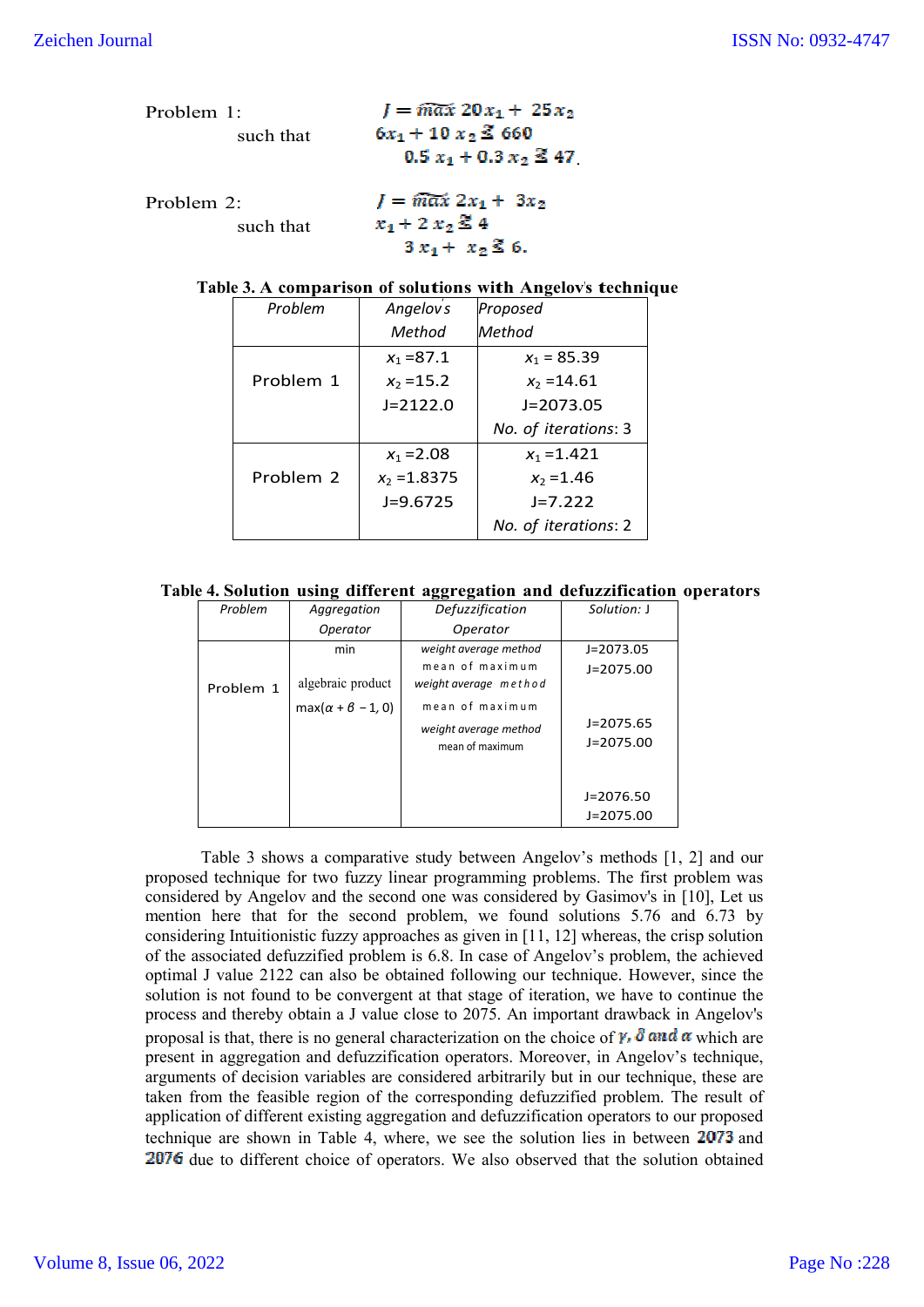Problem 1: $J = \widetilde{max}\ 20x_1 + 25x_2$

such that $6x_1 + 10\ x_2 \lesssim 660$

$0.5\ x_1 + 0.3\ x_2 \lesssim 47.$

Problem 2: $J = \widetilde{max}\ 2x_1 + 3x_2$

such that $x_1 + 2\ x_2 \lesssim 4$

$3\ x_1 + x_2 \lesssim 6.$

**Table 3. A comparison of solutions with Angelov's technique**

| *Problem* | *Angelov's Method* | *Proposed Method* |
|---|---|---|
| Problem 1 | $x_1$ =87.1<br>$x_2$ =15.2<br>J=2122.0 | $x_1$ = 85.39<br>$x_2$ =14.61<br>J=2073.05<br>*No. of iterations*: 3 |
| Problem 2 | $x_1$ =2.08<br>$x_2$ =1.8375<br>J=9.6725 | $x_1$ =1.421<br>$x_2$ =1.46<br>J=7.222<br>*No. of iterations*: 2 |

**Table 4. Solution using different aggregation and defuzzification operators**

| *Problem* | *Aggregation Operator* | *Defuzzification Operator* | *Solution: J* |
|---|---|---|---|
| Problem 1 | min | *weight average method* | J=2073.05 |
| | | mean of maximum | J=2075.00 |
| | algebraic product | *weight average method* | J=2075.65 |
| | | mean of maximum | J=2075.00 |
| | $\max(\alpha + \beta - 1, 0)$ | *weight average method* | J=2076.50 |
| | | mean of maximum | J=2075.00 |

Table 3 shows a comparative study between Angelov's methods [1, 2] and our proposed technique for two fuzzy linear programming problems. The first problem was considered by Angelov and the second one was considered by Gasimov's in [10], Let us mention here that for the second problem, we found solutions 5.76 and 6.73 by considering Intuitionistic fuzzy approaches as given in [11, 12] whereas, the crisp solution of the associated defuzzified problem is 6.8. In case of Angelov's problem, the achieved optimal J value 2122 can also be obtained following our technique. However, since the solution is not found to be convergent at that stage of iteration, we have to continue the process and thereby obtain a J value close to 2075. An important drawback in Angelov's proposal is that, there is no general characterization on the choice of $\gamma, \delta$ and $\alpha$ which are present in aggregation and defuzzification operators. Moreover, in Angelov's technique, arguments of decision variables are considered arbitrarily but in our technique, these are taken from the feasible region of the corresponding defuzzified problem. The result of application of different existing aggregation and defuzzification operators to our proposed technique are shown in Table 4, where, we see the solution lies in between 2073 and 2076 due to different choice of operators. We also observed that the solution obtained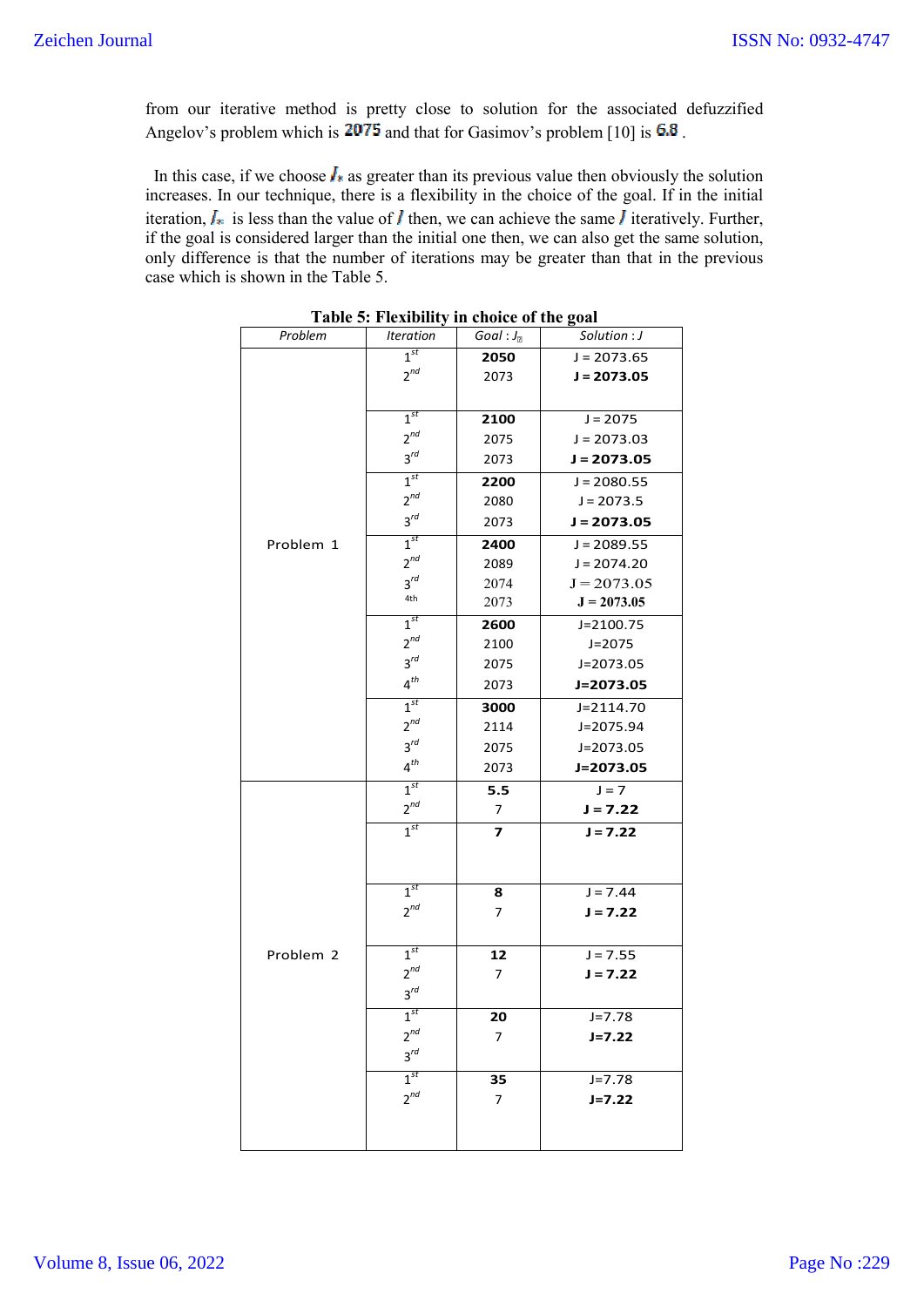from our iterative method is pretty close to solution for the associated defuzzified Angelov's problem which is **2075** and that for Gasimov's problem [10] is **6.8** .

In this case, if we choose $J_*$ as greater than its previous value then obviously the solution increases. In our technique, there is a flexibility in the choice of the goal. If in the initial iteration, $J_*$ is less than the value of $J$ then, we can achieve the same $J$ iteratively. Further, if the goal is considered larger than the initial one then, we can also get the same solution, only difference is that the number of iterations may be greater than that in the previous case which is shown in the Table 5.

**Table 5: Flexibility in choice of the goal**

| Problem | Iteration | Goal : $J_*$ | Solution : J |
|---|---|---|---|
| Problem 1 | 1st | **2050** | J = 2073.65 |
| | 2nd | 2073 | **J = 2073.05** |
| | 1st | **2100** | J = 2075 |
| | 2nd | 2075 | J = 2073.03 |
| | 3rd | 2073 | **J = 2073.05** |
| | 1st | **2200** | J = 2080.55 |
| | 2nd | 2080 | J = 2073.5 |
| | 3rd | 2073 | **J = 2073.05** |
| | 1st | **2400** | J = 2089.55 |
| | 2nd | 2089 | J = 2074.20 |
| | 3rd | 2074 | J = 2073.05 |
| | 4th | 2073 | **J = 2073.05** |
| | 1st | **2600** | J=2100.75 |
| | 2nd | 2100 | J=2075 |
| | 3rd | 2075 | J=2073.05 |
| | 4th | 2073 | **J=2073.05** |
| | 1st | **3000** | J=2114.70 |
| | 2nd | 2114 | J=2075.94 |
| | 3rd | 2075 | J=2073.05 |
| | 4th | 2073 | **J=2073.05** |
| Problem 2 | 1st | **5.5** | J = 7 |
| | 2nd | 7 | **J = 7.22** |
| | 1st | **7** | **J = 7.22** |
| | 1st | **8** | J = 7.44 |
| | 2nd | 7 | **J = 7.22** |
| | 1st | **12** | J = 7.55 |
| | 2nd | 7 | **J = 7.22** |
| | 3rd | | |
| | 1st | **20** | J=7.78 |
| | 2nd | 7 | **J=7.22** |
| | 3rd | | |
| | 1st | **35** | J=7.78 |
| | 2nd | 7 | **J=7.22** |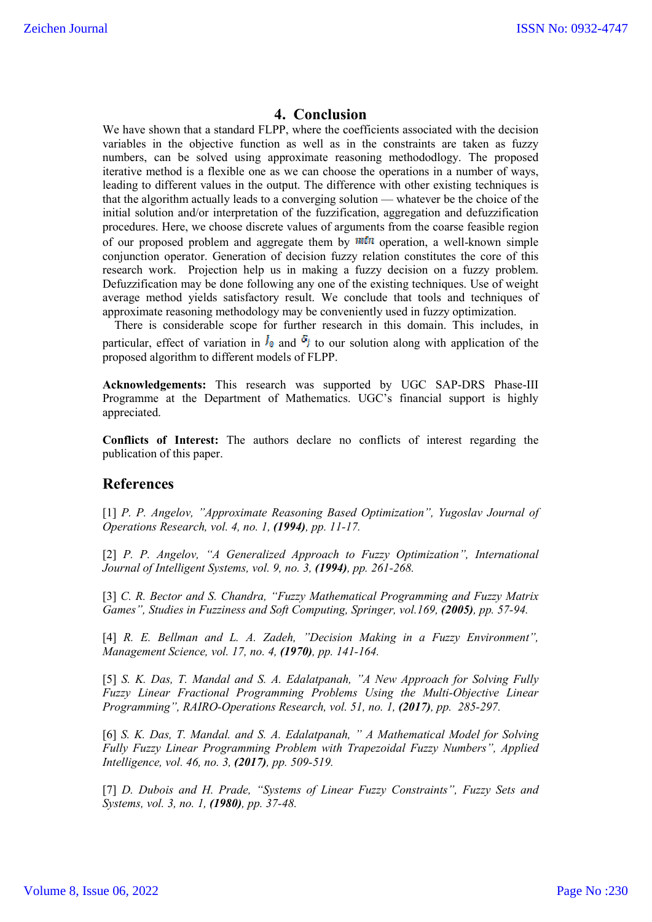## 4. Conclusion

We have shown that a standard FLPP, where the coefficients associated with the decision variables in the objective function as well as in the constraints are taken as fuzzy numbers, can be solved using approximate reasoning methododlogy. The proposed iterative method is a flexible one as we can choose the operations in a number of ways, leading to different values in the output. The difference with other existing techniques is that the algorithm actually leads to a converging solution — whatever be the choice of the initial solution and/or interpretation of the fuzzification, aggregation and defuzzification procedures. Here, we choose discrete values of arguments from the coarse feasible region of our proposed problem and aggregate them by $min$ operation, a well-known simple conjunction operator. Generation of decision fuzzy relation constitutes the core of this research work. Projection help us in making a fuzzy decision on a fuzzy problem. Defuzzification may be done following any one of the existing techniques. Use of weight average method yields satisfactory result. We conclude that tools and techniques of approximate reasoning methodology may be conveniently used in fuzzy optimization.

There is considerable scope for further research in this domain. This includes, in particular, effect of variation in $l_0$ and $d_j$ to our solution along with application of the proposed algorithm to different models of FLPP.

**Acknowledgements:** This research was supported by UGC SAP-DRS Phase-III Programme at the Department of Mathematics. UGC's financial support is highly appreciated.

**Conflicts of Interest:** The authors declare no conflicts of interest regarding the publication of this paper.

## References

[1] *P. P. Angelov, "Approximate Reasoning Based Optimization", Yugoslav Journal of Operations Research, vol. 4, no. 1, **(1994)**, pp. 11-17.*

[2] *P. P. Angelov, "A Generalized Approach to Fuzzy Optimization", International Journal of Intelligent Systems, vol. 9, no. 3, **(1994)**, pp. 261-268.*

[3] *C. R. Bector and S. Chandra, "Fuzzy Mathematical Programming and Fuzzy Matrix Games", Studies in Fuzziness and Soft Computing, Springer, vol.169, **(2005)**, pp. 57-94.*

[4] *R. E. Bellman and L. A. Zadeh, "Decision Making in a Fuzzy Environment", Management Science, vol. 17, no. 4, **(1970)**, pp. 141-164.*

[5] *S. K. Das, T. Mandal and S. A. Edalatpanah, "A New Approach for Solving Fully Fuzzy Linear Fractional Programming Problems Using the Multi-Objective Linear Programming", RAIRO-Operations Research, vol. 51, no. 1, **(2017)**, pp. 285-297.*

[6] *S. K. Das, T. Mandal. and S. A. Edalatpanah, " A Mathematical Model for Solving Fully Fuzzy Linear Programming Problem with Trapezoidal Fuzzy Numbers", Applied Intelligence, vol. 46, no. 3, **(2017)**, pp. 509-519.*

[7] *D. Dubois and H. Prade, "Systems of Linear Fuzzy Constraints", Fuzzy Sets and Systems, vol. 3, no. 1, **(1980)**, pp. 37-48.*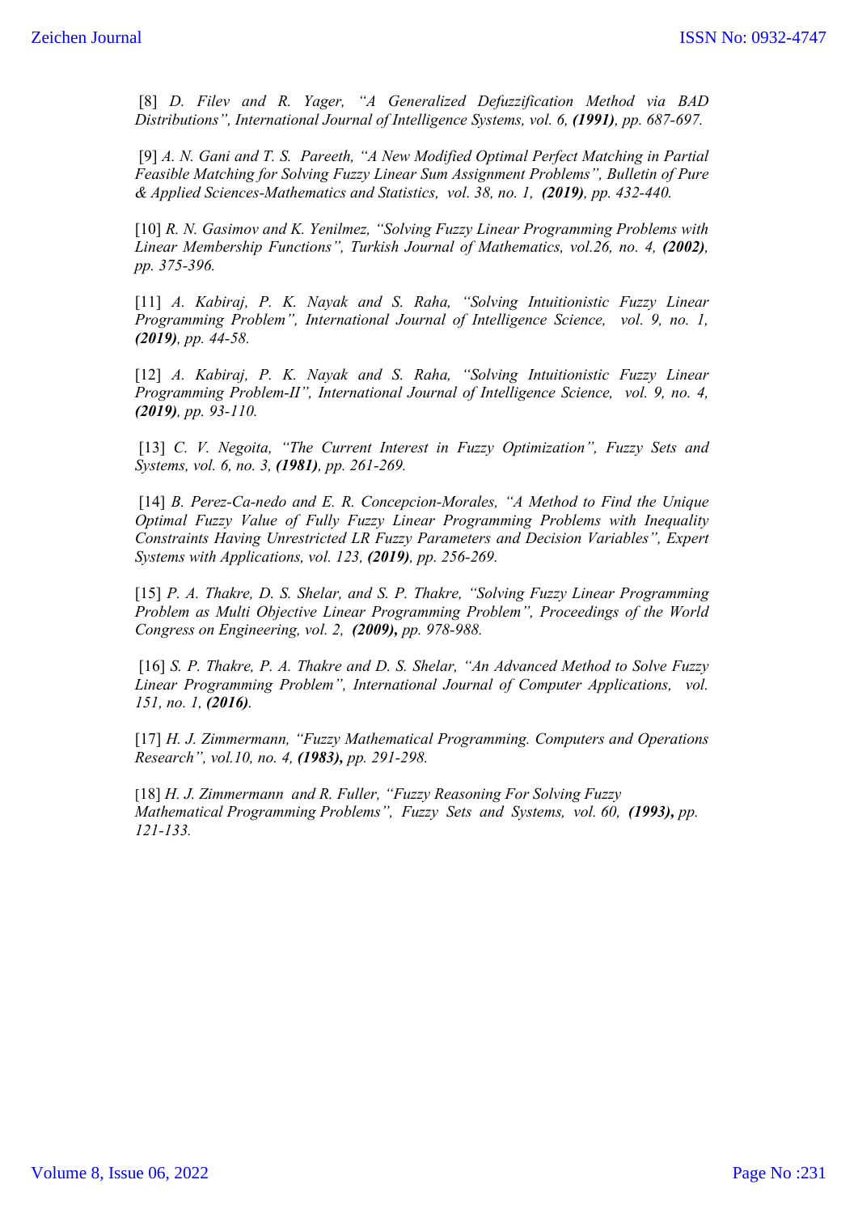[8] *D. Filev and R. Yager, "A Generalized Defuzzification Method via BAD Distributions", International Journal of Intelligence Systems, vol. 6,* ***(1991)****, pp. 687-697.*

[9] *A. N. Gani and T. S. Pareeth, "A New Modified Optimal Perfect Matching in Partial Feasible Matching for Solving Fuzzy Linear Sum Assignment Problems", Bulletin of Pure & Applied Sciences-Mathematics and Statistics, vol. 38, no. 1,* ***(2019)****, pp. 432-440.*

[10] *R. N. Gasimov and K. Yenilmez, "Solving Fuzzy Linear Programming Problems with Linear Membership Functions", Turkish Journal of Mathematics, vol.26, no. 4,* ***(2002)****, pp. 375-396.*

[11] *A. Kabiraj, P. K. Nayak and S. Raha, "Solving Intuitionistic Fuzzy Linear Programming Problem", International Journal of Intelligence Science, vol. 9, no. 1,* ***(2019)****, pp. 44-58.*

[12] *A. Kabiraj, P. K. Nayak and S. Raha, "Solving Intuitionistic Fuzzy Linear Programming Problem-II", International Journal of Intelligence Science, vol. 9, no. 4,* ***(2019)****, pp. 93-110.*

[13] *C. V. Negoita, "The Current Interest in Fuzzy Optimization", Fuzzy Sets and Systems, vol. 6, no. 3,* ***(1981)****, pp. 261-269.*

[14] *B. Perez-Ca-nedo and E. R. Concepcion-Morales, "A Method to Find the Unique Optimal Fuzzy Value of Fully Fuzzy Linear Programming Problems with Inequality Constraints Having Unrestricted LR Fuzzy Parameters and Decision Variables", Expert Systems with Applications, vol. 123,* ***(2019)****, pp. 256-269.*

[15] *P. A. Thakre, D. S. Shelar, and S. P. Thakre, "Solving Fuzzy Linear Programming Problem as Multi Objective Linear Programming Problem", Proceedings of the World Congress on Engineering, vol. 2,* ***(2009),*** *pp. 978-988.*

[16] *S. P. Thakre, P. A. Thakre and D. S. Shelar, "An Advanced Method to Solve Fuzzy Linear Programming Problem", International Journal of Computer Applications, vol. 151, no. 1,* ***(2016)****.*

[17] *H. J. Zimmermann, "Fuzzy Mathematical Programming. Computers and Operations Research", vol.10, no. 4,* ***(1983),*** *pp. 291-298.*

[18] *H. J. Zimmermann and R. Fuller, "Fuzzy Reasoning For Solving Fuzzy Mathematical Programming Problems", Fuzzy Sets and Systems, vol. 60,* ***(1993),*** *pp. 121-133.*